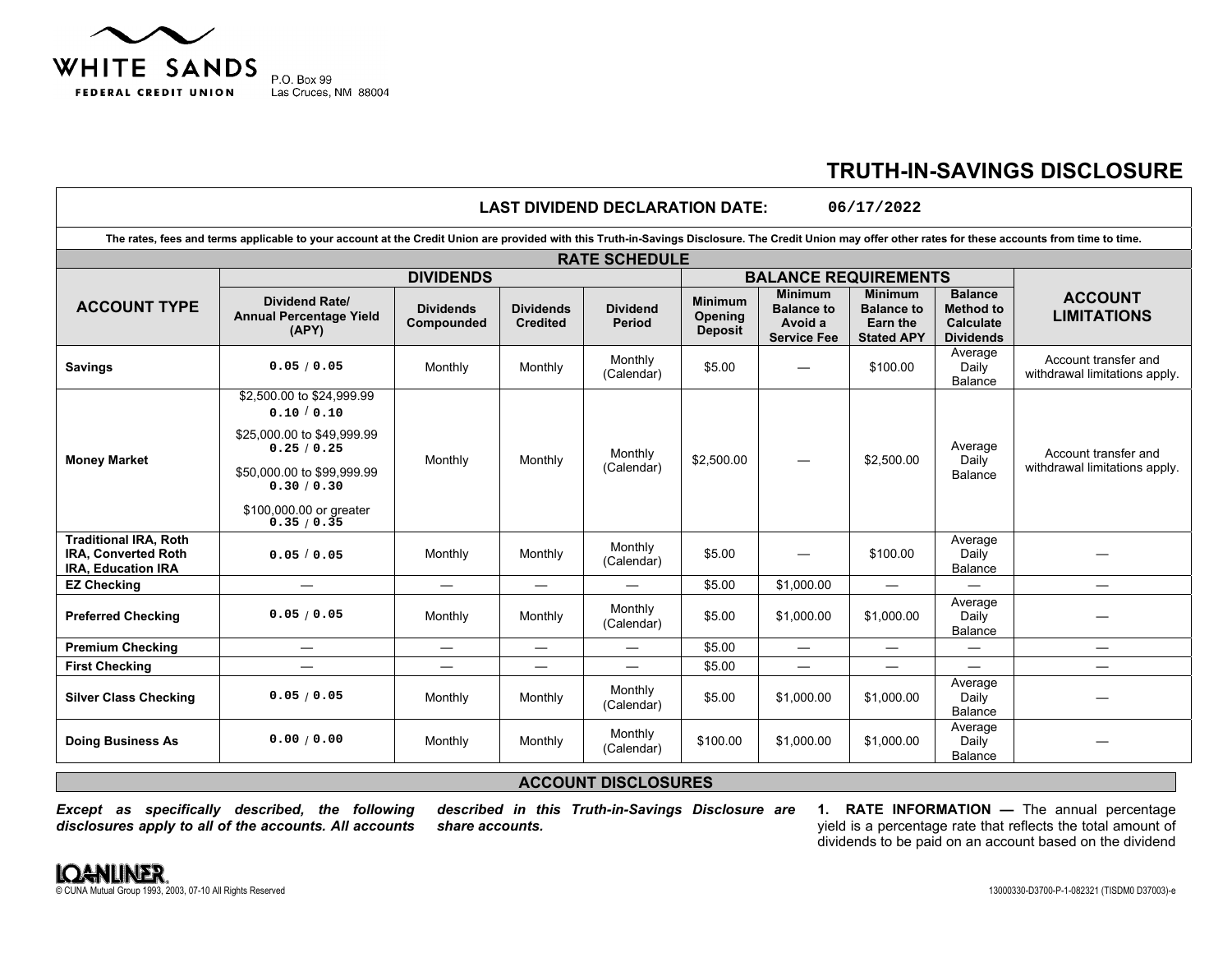WHITE SANDS
FEDERAL CREDIT UNION

P.O. Box 99
Las Cruces, NM 88004

# TRUTH-IN-SAVINGS DISCLOSURE

**LAST DIVIDEND DECLARATION DATE: 06/17/2022**

**The rates, fees and terms applicable to your account at the Credit Union are provided with this Truth-in-Savings Disclosure. The Credit Union may offer other rates for these accounts from time to time.**

## RATE SCHEDULE

| ACCOUNT TYPE | DIVIDENDS | | | | BALANCE REQUIREMENTS | | | | ACCOUNT LIMITATIONS |
|---|---|---|---|---|---|---|---|---|---|
| | Dividend Rate/ Annual Percentage Yield (APY) | Dividends Compounded | Dividends Credited | Dividend Period | Minimum Opening Deposit | Minimum Balance to Avoid a Service Fee | Minimum Balance to Earn the Stated APY | Balance Method to Calculate Dividends | |
| **Savings** | 0.05 / 0.05 | Monthly | Monthly | Monthly (Calendar) | $5.00 | — | $100.00 | Average Daily Balance | Account transfer and withdrawal limitations apply. |
| **Money Market** | $2,500.00 to $24,999.99 0.10 / 0.10; $25,000.00 to $49,999.99 0.25 / 0.25; $50,000.00 to $99,999.99 0.30 / 0.30; $100,000.00 or greater 0.35 / 0.35 | Monthly | Monthly | Monthly (Calendar) | $2,500.00 | — | $2,500.00 | Average Daily Balance | Account transfer and withdrawal limitations apply. |
| **Traditional IRA, Roth IRA, Converted Roth IRA, Education IRA** | 0.05 / 0.05 | Monthly | Monthly | Monthly (Calendar) | $5.00 | — | $100.00 | Average Daily Balance | — |
| **EZ Checking** | — | — | — | — | $5.00 | $1,000.00 | — | — | — |
| **Preferred Checking** | 0.05 / 0.05 | Monthly | Monthly | Monthly (Calendar) | $5.00 | $1,000.00 | $1,000.00 | Average Daily Balance | — |
| **Premium Checking** | — | — | — | — | $5.00 | — | — | — | — |
| **First Checking** | — | — | — | — | $5.00 | — | — | — | — |
| **Silver Class Checking** | 0.05 / 0.05 | Monthly | Monthly | Monthly (Calendar) | $5.00 | $1,000.00 | $1,000.00 | Average Daily Balance | — |
| **Doing Business As** | 0.00 / 0.00 | Monthly | Monthly | Monthly (Calendar) | $100.00 | $1,000.00 | $1,000.00 | Average Daily Balance | — |

## ACCOUNT DISCLOSURES

***Except as specifically described, the following disclosures apply to all of the accounts. All accounts described in this Truth-in-Savings Disclosure are share accounts.***

**1. RATE INFORMATION —** The annual percentage yield is a percentage rate that reflects the total amount of dividends to be paid on an account based on the dividend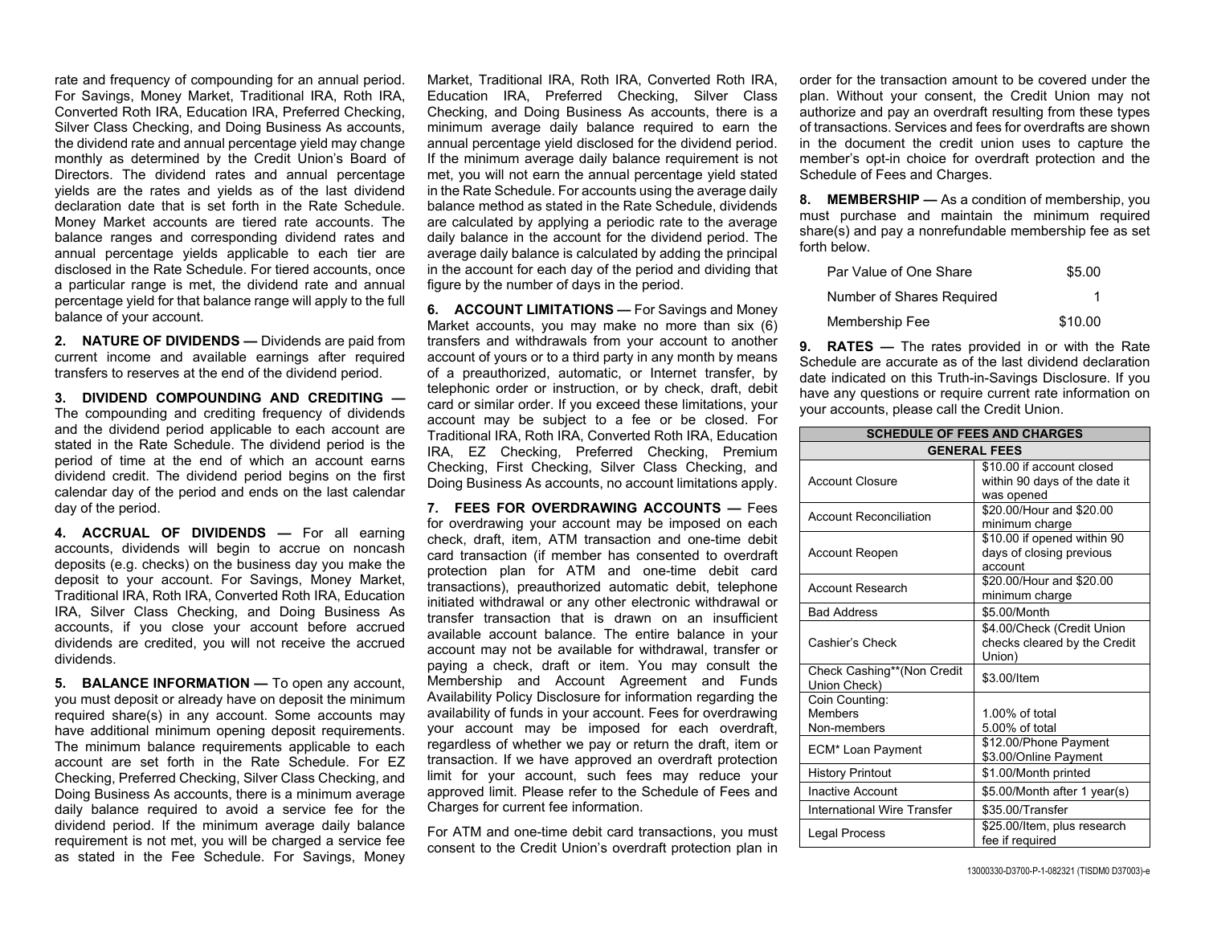rate and frequency of compounding for an annual period. For Savings, Money Market, Traditional IRA, Roth IRA, Converted Roth IRA, Education IRA, Preferred Checking, Silver Class Checking, and Doing Business As accounts, the dividend rate and annual percentage yield may change monthly as determined by the Credit Union's Board of Directors. The dividend rates and annual percentage yields are the rates and yields as of the last dividend declaration date that is set forth in the Rate Schedule. Money Market accounts are tiered rate accounts. The balance ranges and corresponding dividend rates and annual percentage yields applicable to each tier are disclosed in the Rate Schedule. For tiered accounts, once a particular range is met, the dividend rate and annual percentage yield for that balance range will apply to the full balance of your account.

**2. NATURE OF DIVIDENDS —** Dividends are paid from current income and available earnings after required transfers to reserves at the end of the dividend period.

**3. DIVIDEND COMPOUNDING AND CREDITING —** The compounding and crediting frequency of dividends and the dividend period applicable to each account are stated in the Rate Schedule. The dividend period is the period of time at the end of which an account earns dividend credit. The dividend period begins on the first calendar day of the period and ends on the last calendar day of the period.

**4. ACCRUAL OF DIVIDENDS —** For all earning accounts, dividends will begin to accrue on noncash deposits (e.g. checks) on the business day you make the deposit to your account. For Savings, Money Market, Traditional IRA, Roth IRA, Converted Roth IRA, Education IRA, Silver Class Checking, and Doing Business As accounts, if you close your account before accrued dividends are credited, you will not receive the accrued dividends.

**5. BALANCE INFORMATION —** To open any account, you must deposit or already have on deposit the minimum required share(s) in any account. Some accounts may have additional minimum opening deposit requirements. The minimum balance requirements applicable to each account are set forth in the Rate Schedule. For EZ Checking, Preferred Checking, Silver Class Checking, and Doing Business As accounts, there is a minimum average daily balance required to avoid a service fee for the dividend period. If the minimum average daily balance requirement is not met, you will be charged a service fee as stated in the Fee Schedule. For Savings, Money Market, Traditional IRA, Roth IRA, Converted Roth IRA, Education IRA, Preferred Checking, Silver Class Checking, and Doing Business As accounts, there is a minimum average daily balance required to earn the annual percentage yield disclosed for the dividend period. If the minimum average daily balance requirement is not met, you will not earn the annual percentage yield stated in the Rate Schedule. For accounts using the average daily balance method as stated in the Rate Schedule, dividends are calculated by applying a periodic rate to the average daily balance in the account for the dividend period. The average daily balance is calculated by adding the principal in the account for each day of the period and dividing that figure by the number of days in the period.

**6. ACCOUNT LIMITATIONS —** For Savings and Money Market accounts, you may make no more than six (6) transfers and withdrawals from your account to another account of yours or to a third party in any month by means of a preauthorized, automatic, or Internet transfer, by telephonic order or instruction, or by check, draft, debit card or similar order. If you exceed these limitations, your account may be subject to a fee or be closed. For Traditional IRA, Roth IRA, Converted Roth IRA, Education IRA, EZ Checking, Preferred Checking, Premium Checking, First Checking, Silver Class Checking, and Doing Business As accounts, no account limitations apply.

**7. FEES FOR OVERDRAWING ACCOUNTS —** Fees for overdrawing your account may be imposed on each check, draft, item, ATM transaction and one-time debit card transaction (if member has consented to overdraft protection plan for ATM and one-time debit card transactions), preauthorized automatic debit, telephone initiated withdrawal or any other electronic withdrawal or transfer transaction that is drawn on an insufficient available account balance. The entire balance in your account may not be available for withdrawal, transfer or paying a check, draft or item. You may consult the Membership and Account Agreement and Funds Availability Policy Disclosure for information regarding the availability of funds in your account. Fees for overdrawing your account may be imposed for each overdraft, regardless of whether we pay or return the draft, item or transaction. If we have approved an overdraft protection limit for your account, such fees may reduce your approved limit. Please refer to the Schedule of Fees and Charges for current fee information.

For ATM and one-time debit card transactions, you must consent to the Credit Union's overdraft protection plan in order for the transaction amount to be covered under the plan. Without your consent, the Credit Union may not authorize and pay an overdraft resulting from these types of transactions. Services and fees for overdrafts are shown in the document the credit union uses to capture the member's opt-in choice for overdraft protection and the Schedule of Fees and Charges.

**8. MEMBERSHIP —** As a condition of membership, you must purchase and maintain the minimum required share(s) and pay a nonrefundable membership fee as set forth below.

| | |
|---|---|
| Par Value of One Share | $5.00 |
| Number of Shares Required | 1 |
| Membership Fee | $10.00 |

**9. RATES —** The rates provided in or with the Rate Schedule are accurate as of the last dividend declaration date indicated on this Truth-in-Savings Disclosure. If you have any questions or require current rate information on your accounts, please call the Credit Union.

| SCHEDULE OF FEES AND CHARGES | |
|---|---|
| **GENERAL FEES** | |
| Account Closure | $10.00 if account closed within 90 days of the date it was opened |
| Account Reconciliation | $20.00/Hour and $20.00 minimum charge |
| Account Reopen | $10.00 if opened within 90 days of closing previous account |
| Account Research | $20.00/Hour and $20.00 minimum charge |
| Bad Address | $5.00/Month |
| Cashier's Check | $4.00/Check (Credit Union checks cleared by the Credit Union) |
| Check Cashing**(Non Credit Union Check) | $3.00/Item |
| Coin Counting:<br>Members<br>Non-members | <br>1.00% of total<br>5.00% of total |
| ECM* Loan Payment | $12.00/Phone Payment<br>$3.00/Online Payment |
| History Printout | $1.00/Month printed |
| Inactive Account | $5.00/Month after 1 year(s) |
| International Wire Transfer | $35.00/Transfer |
| Legal Process | $25.00/Item, plus research fee if required |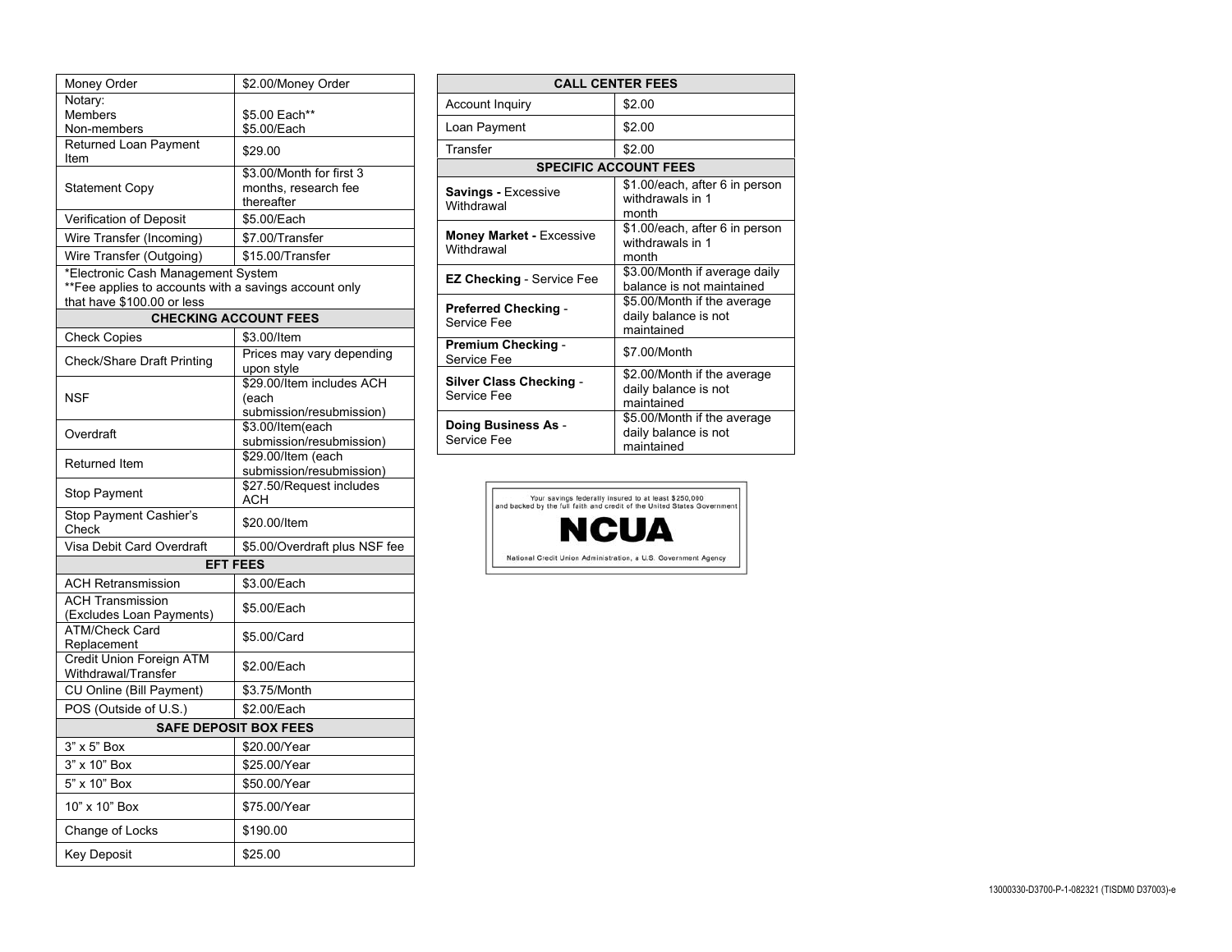| | |
|---|---|
| Money Order | $2.00/Money Order |
| Notary:<br>Members<br>Non-members | <br>$5.00 Each**<br>$5.00/Each |
| Returned Loan Payment Item | $29.00 |
| Statement Copy | $3.00/Month for first 3 months, research fee thereafter |
| Verification of Deposit | $5.00/Each |
| Wire Transfer (Incoming) | $7.00/Transfer |
| Wire Transfer (Outgoing) | $15.00/Transfer |

*Electronic Cash Management System
**Fee applies to accounts with a savings account only that have $100.00 or less

| CHECKING ACCOUNT FEES | |
|---|---|
| Check Copies | $3.00/Item |
| Check/Share Draft Printing | Prices may vary depending upon style |
| NSF | $29.00/Item includes ACH (each submission/resubmission) |
| Overdraft | $3.00/Item(each submission/resubmission) |
| Returned Item | $29.00/Item (each submission/resubmission) |
| Stop Payment | $27.50/Request includes ACH |
| Stop Payment Cashier's Check | $20.00/Item |
| Visa Debit Card Overdraft | $5.00/Overdraft plus NSF fee |

| EFT FEES | |
|---|---|
| ACH Retransmission | $3.00/Each |
| ACH Transmission (Excludes Loan Payments) | $5.00/Each |
| ATM/Check Card Replacement | $5.00/Card |
| Credit Union Foreign ATM Withdrawal/Transfer | $2.00/Each |
| CU Online (Bill Payment) | $3.75/Month |
| POS (Outside of U.S.) | $2.00/Each |

| SAFE DEPOSIT BOX FEES | |
|---|---|
| 3" x 5" Box | $20.00/Year |
| 3" x 10" Box | $25.00/Year |
| 5" x 10" Box | $50.00/Year |
| 10" x 10" Box | $75.00/Year |
| Change of Locks | $190.00 |
| Key Deposit | $25.00 |

| CALL CENTER FEES | |
|---|---|
| Account Inquiry | $2.00 |
| Loan Payment | $2.00 |
| Transfer | $2.00 |

| SPECIFIC ACCOUNT FEES | |
|---|---|
| **Savings -** Excessive Withdrawal | $1.00/each, after 6 in person withdrawals in 1 month |
| **Money Market -** Excessive Withdrawal | $1.00/each, after 6 in person withdrawals in 1 month |
| **EZ Checking** - Service Fee | $3.00/Month if average daily balance is not maintained |
| **Preferred Checking** - Service Fee | $5.00/Month if the average daily balance is not maintained |
| **Premium Checking** - Service Fee | $7.00/Month |
| **Silver Class Checking** - Service Fee | $2.00/Month if the average daily balance is not maintained |
| **Doing Business As** - Service Fee | $5.00/Month if the average daily balance is not maintained |

Your savings federally insured to at least $250,000 and backed by the full faith and credit of the United States Government

**NCUA**

National Credit Union Administration, a U.S. Government Agency

13000330-D3700-P-1-082321 (TISDM0 D37003)-e